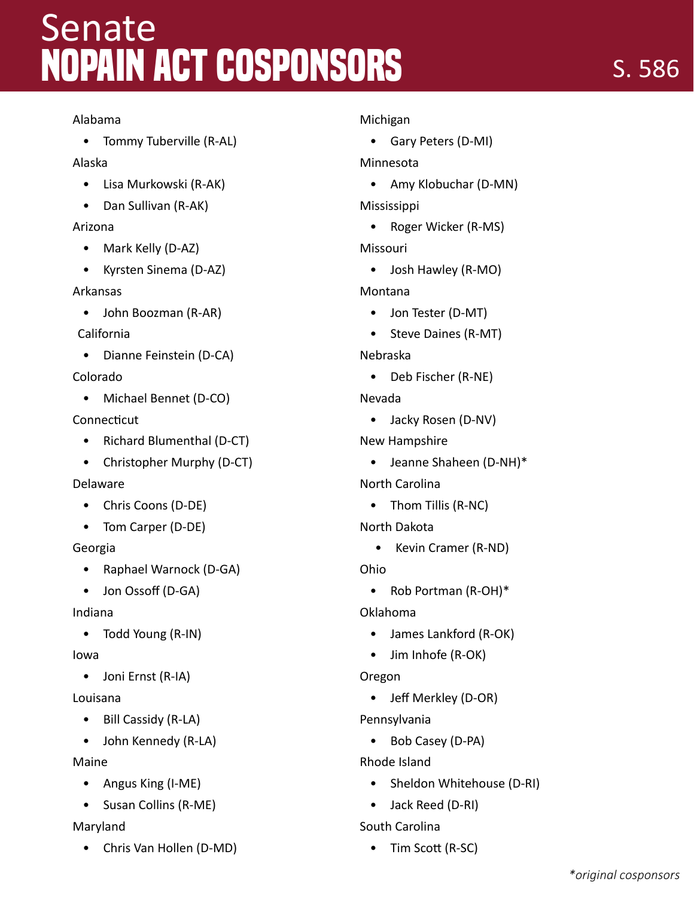# Senate NOPAIN ACT COSPONSORS

S. 586

Alabama

- Tommy Tuberville (R-AL)

Alaska

- Lisa Murkowski (R-AK)
- Dan Sullivan (R-AK)

Arizona

- Mark Kelly (D-AZ)
- Kyrsten Sinema (D-AZ)

Arkansas

- John Boozman (R-AR)

California

- Dianne Feinstein (D-CA)

Colorado

- Michael Bennet (D-CO)

Connecticut

- Richard Blumenthal (D-CT)
- Christopher Murphy (D-CT)

Delaware

- Chris Coons (D-DE)
- Tom Carper (D-DE)

Georgia

- Raphael Warnock (D-GA)
- Jon Ossoff (D-GA)

Indiana

- Todd Young (R-IN)

Iowa

- Joni Ernst (R-IA)

Louisana

- Bill Cassidy (R-LA)
- John Kennedy (R-LA)

Maine

- Angus King (I-ME)
- Susan Collins (R-ME)

Maryland

- Chris Van Hollen (D-MD)

Michigan

- Gary Peters (D-MI)

Minnesota

- Amy Klobuchar (D-MN)

Mississippi

- Roger Wicker (R-MS)

Missouri

- Josh Hawley (R-MO)

Montana

- Jon Tester (D-MT)
- Steve Daines (R-MT)

Nebraska

- Deb Fischer (R-NE)

Nevada

- Jacky Rosen (D-NV)

New Hampshire

- Jeanne Shaheen (D-NH)*

North Carolina

- Thom Tillis (R-NC)

North Dakota

- Kevin Cramer (R-ND)

Ohio

- Rob Portman (R-OH)*

Oklahoma

- James Lankford (R-OK)
- Jim Inhofe (R-OK)

Oregon

- Jeff Merkley (D-OR)

Pennsylvania

- Bob Casey (D-PA)

Rhode Island

- Sheldon Whitehouse (D-RI)
- Jack Reed (D-RI)

South Carolina

- Tim Scott (R-SC)

*original cosponsors*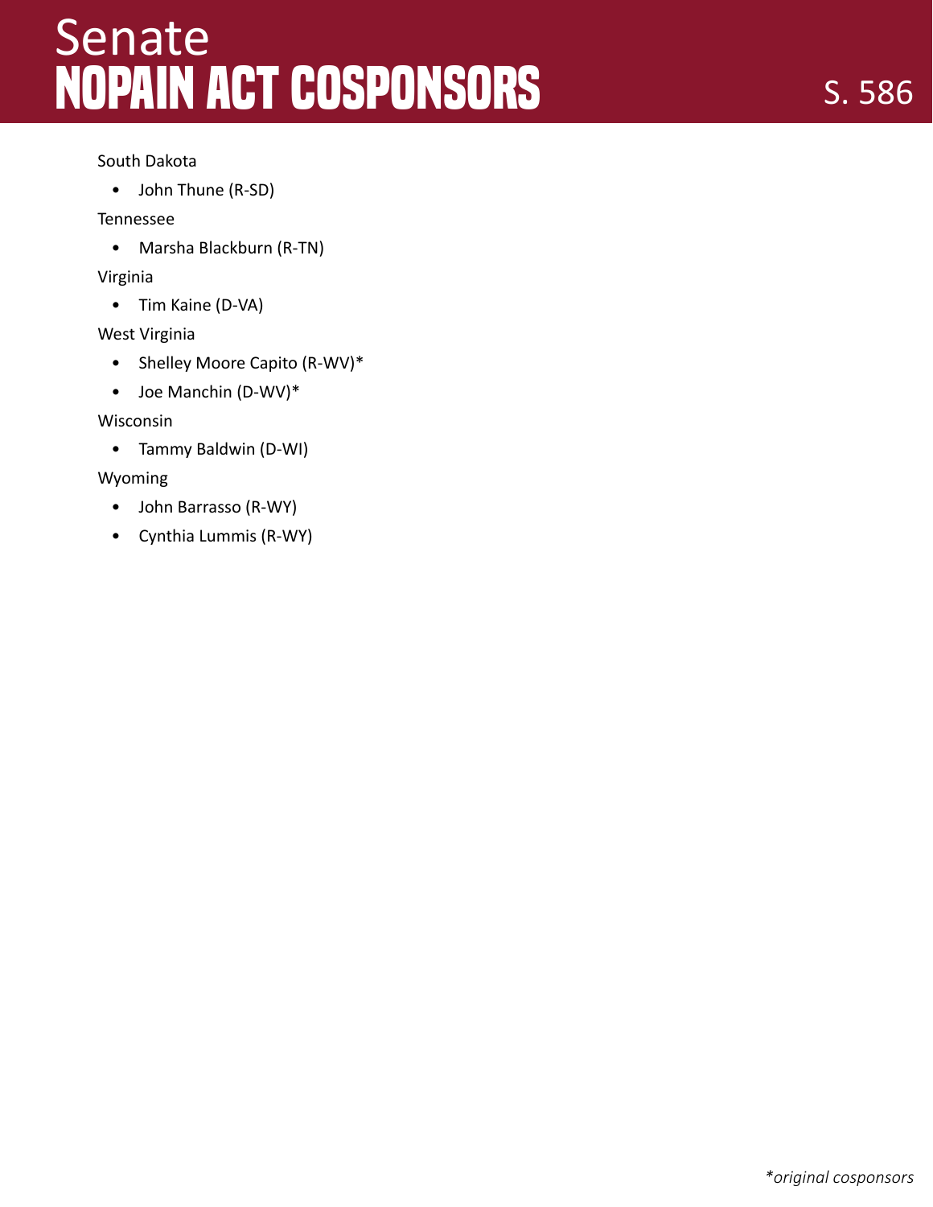# Senate NOPAIN ACT COSPONSORS

S. 586

South Dakota

- John Thune (R-SD)

Tennessee

- Marsha Blackburn (R-TN)

Virginia

- Tim Kaine (D-VA)

West Virginia

- Shelley Moore Capito (R-WV)*
- Joe Manchin (D-WV)*

Wisconsin

- Tammy Baldwin (D-WI)

Wyoming

- John Barrasso (R-WY)
- Cynthia Lummis (R-WY)

*\*original cosponsors*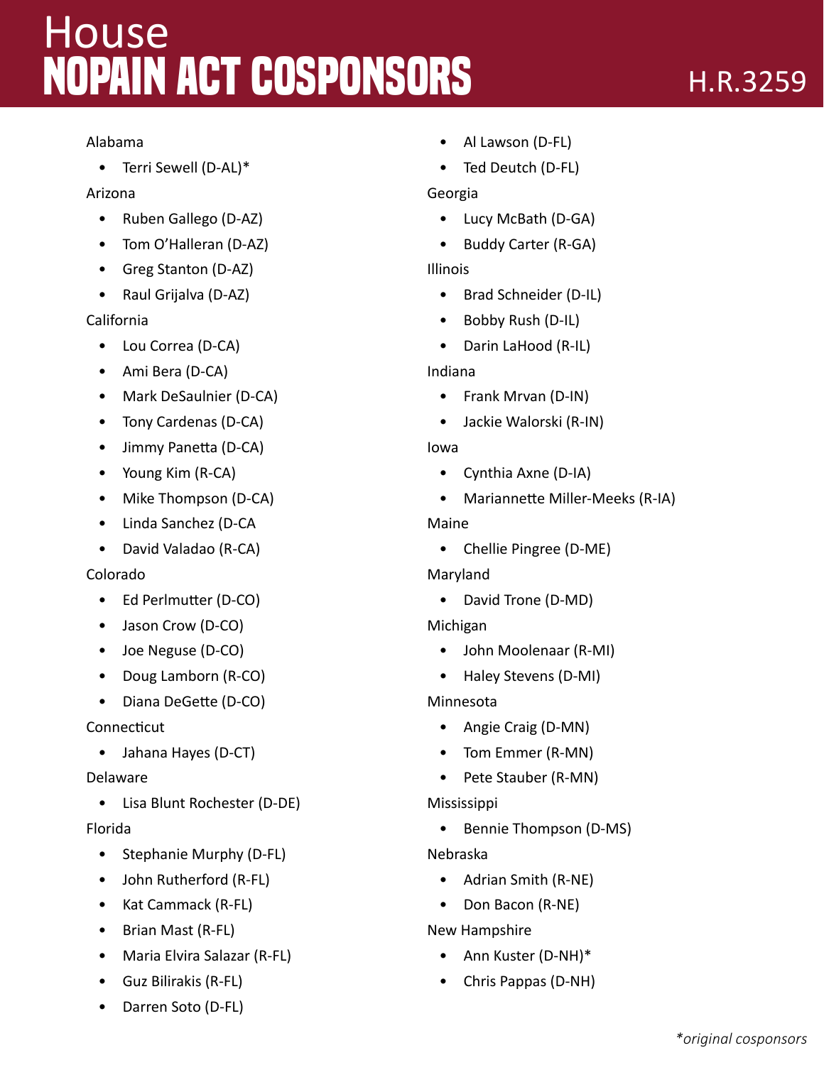# House NOPAIN ACT COSPONSORS

H.R.3259

Alabama

- Terri Sewell (D-AL)*

Arizona

- Ruben Gallego (D-AZ)
- Tom O'Halleran (D-AZ)
- Greg Stanton (D-AZ)
- Raul Grijalva (D-AZ)

California

- Lou Correa (D-CA)
- Ami Bera (D-CA)
- Mark DeSaulnier (D-CA)
- Tony Cardenas (D-CA)
- Jimmy Panetta (D-CA)
- Young Kim (R-CA)
- Mike Thompson (D-CA)
- Linda Sanchez (D-CA
- David Valadao (R-CA)

Colorado

- Ed Perlmutter (D-CO)
- Jason Crow (D-CO)
- Joe Neguse (D-CO)
- Doug Lamborn (R-CO)
- Diana DeGette (D-CO)

Connecticut

- Jahana Hayes (D-CT)

Delaware

- Lisa Blunt Rochester (D-DE)

Florida

- Stephanie Murphy (D-FL)
- John Rutherford (R-FL)
- Kat Cammack (R-FL)
- Brian Mast (R-FL)
- Maria Elvira Salazar (R-FL)
- Guz Bilirakis (R-FL)
- Darren Soto (D-FL)
- Al Lawson (D-FL)
- Ted Deutch (D-FL)

Georgia

- Lucy McBath (D-GA)
- Buddy Carter (R-GA)

Illinois

- Brad Schneider (D-IL)
- Bobby Rush (D-IL)
- Darin LaHood (R-IL)

Indiana

- Frank Mrvan (D-IN)
- Jackie Walorski (R-IN)

Iowa

- Cynthia Axne (D-IA)
- Mariannette Miller-Meeks (R-IA)

Maine

- Chellie Pingree (D-ME)

Maryland

- David Trone (D-MD)

Michigan

- John Moolenaar (R-MI)
- Haley Stevens (D-MI)

Minnesota

- Angie Craig (D-MN)
- Tom Emmer (R-MN)
- Pete Stauber (R-MN)

Mississippi

- Bennie Thompson (D-MS)

Nebraska

- Adrian Smith (R-NE)
- Don Bacon (R-NE)

New Hampshire

- Ann Kuster (D-NH)*
- Chris Pappas (D-NH)

*original cosponsors*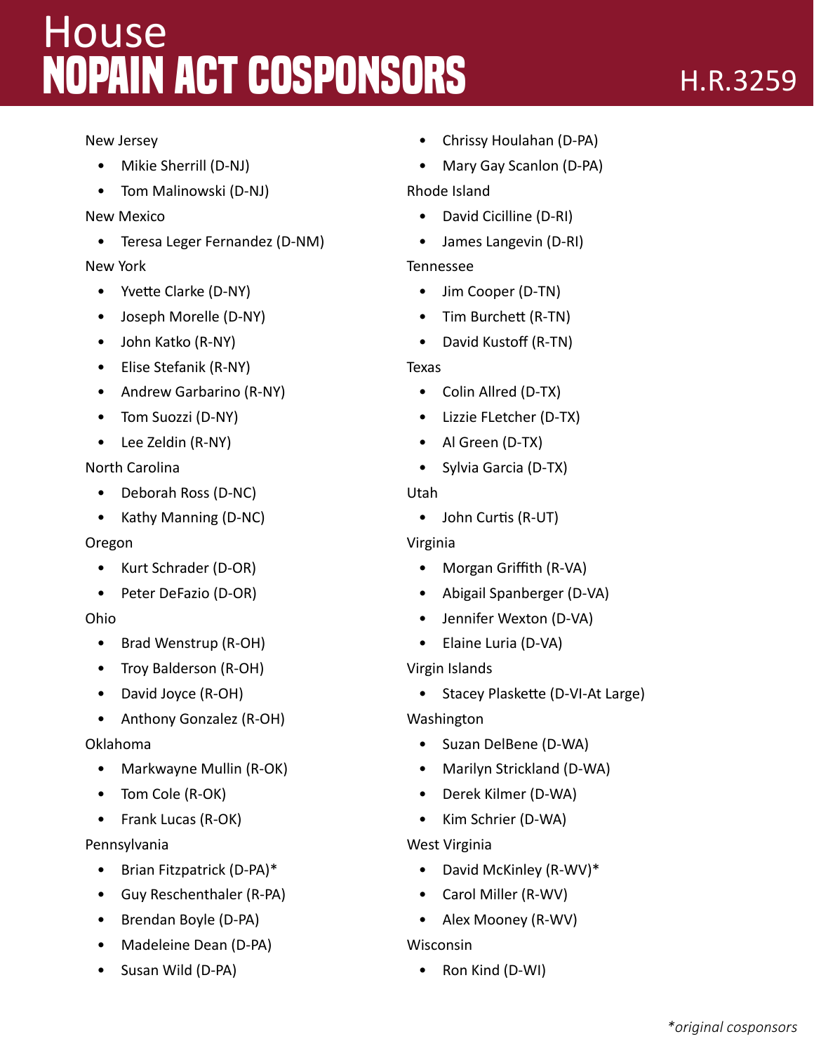# House NOPAIN ACT COSPONSORS

H.R.3259

New Jersey

- Mikie Sherrill (D-NJ)
- Tom Malinowski (D-NJ)

New Mexico

- Teresa Leger Fernandez (D-NM)

New York

- Yvette Clarke (D-NY)
- Joseph Morelle (D-NY)
- John Katko (R-NY)
- Elise Stefanik (R-NY)
- Andrew Garbarino (R-NY)
- Tom Suozzi (D-NY)
- Lee Zeldin (R-NY)

North Carolina

- Deborah Ross (D-NC)
- Kathy Manning (D-NC)

Oregon

- Kurt Schrader (D-OR)
- Peter DeFazio (D-OR)

Ohio

- Brad Wenstrup (R-OH)
- Troy Balderson (R-OH)
- David Joyce (R-OH)
- Anthony Gonzalez (R-OH)

Oklahoma

- Markwayne Mullin (R-OK)
- Tom Cole (R-OK)
- Frank Lucas (R-OK)

Pennsylvania

- Brian Fitzpatrick (D-PA)*
- Guy Reschenthaler (R-PA)
- Brendan Boyle (D-PA)
- Madeleine Dean (D-PA)
- Susan Wild (D-PA)
- Chrissy Houlahan (D-PA)
- Mary Gay Scanlon (D-PA)

Rhode Island

- David Cicilline (D-RI)
- James Langevin (D-RI)

Tennessee

- Jim Cooper (D-TN)
- Tim Burchett (R-TN)
- David Kustoff (R-TN)

Texas

- Colin Allred (D-TX)
- Lizzie FLetcher (D-TX)
- Al Green (D-TX)
- Sylvia Garcia (D-TX)

Utah

- John Curtis (R-UT)

Virginia

- Morgan Griffith (R-VA)
- Abigail Spanberger (D-VA)
- Jennifer Wexton (D-VA)
- Elaine Luria (D-VA)

Virgin Islands

- Stacey Plaskette (D-VI-At Large)

Washington

- Suzan DelBene (D-WA)
- Marilyn Strickland (D-WA)
- Derek Kilmer (D-WA)
- Kim Schrier (D-WA)

West Virginia

- David McKinley (R-WV)*
- Carol Miller (R-WV)
- Alex Mooney (R-WV)

Wisconsin

- Ron Kind (D-WI)

*original cosponsors